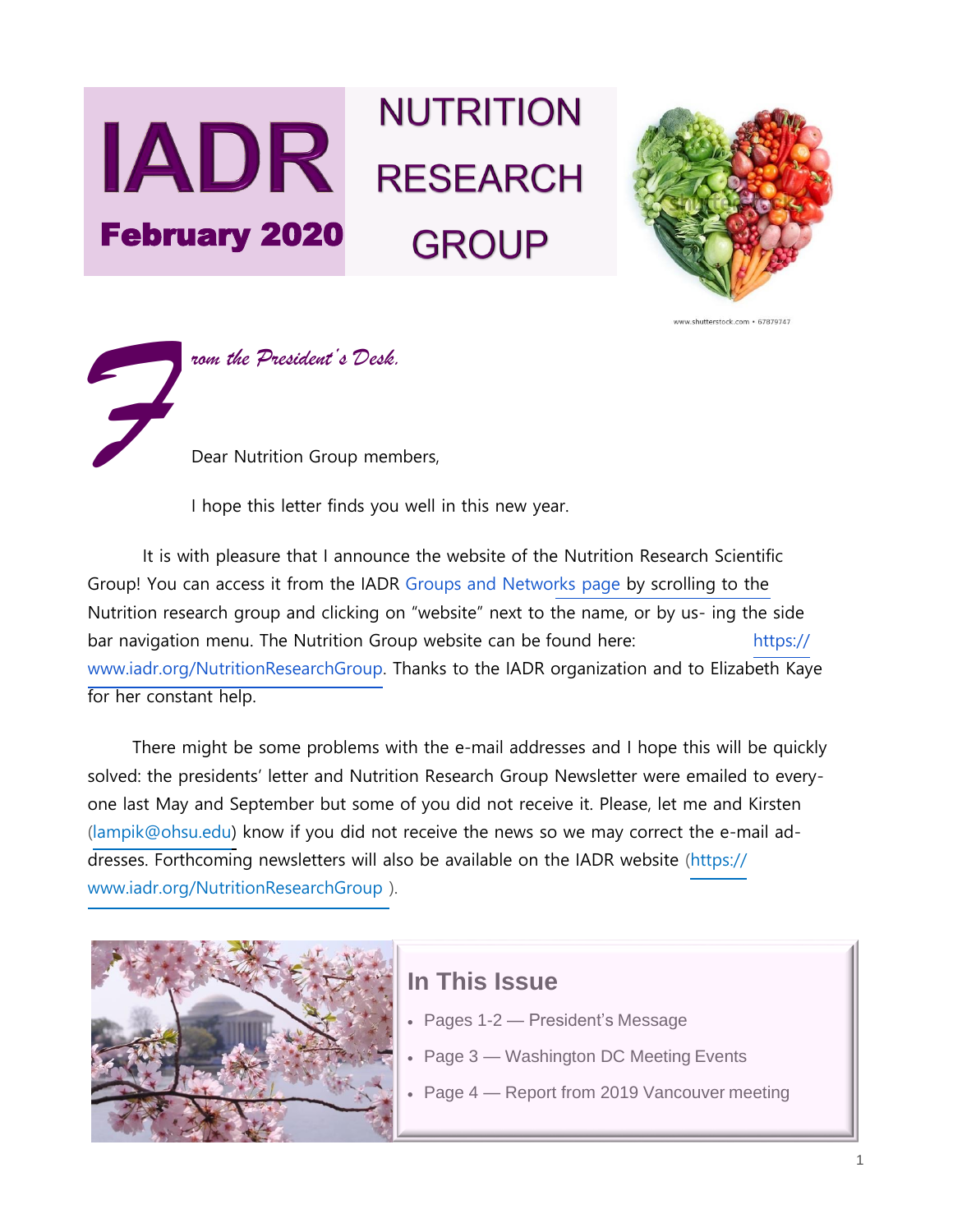# IADR NUTRITION RESEARCH GROUP

**February 2020**

www.shutterstock.com • 67879747

*From the President's Desk.*

Dear Nutrition Group members,

I hope this letter finds you well in this new year.

It is with pleasure that I announce the website of the Nutrition Research Scientific Group! You can access it from the IADR Groups and Networks page by scrolling to the Nutrition research group and clicking on "website" next to the name, or by using the side bar navigation menu. The Nutrition Group website can be found here: https://www.iadr.org/NutritionResearchGroup. Thanks to the IADR organization and to Elizabeth Kaye for her constant help.

There might be some problems with the e-mail addresses and I hope this will be quickly solved: the presidents' letter and Nutrition Research Group Newsletter were emailed to everyone last May and September but some of you did not receive it. Please, let me and Kirsten (lampik@ohsu.edu) know if you did not receive the news so we may correct the e-mail addresses. Forthcoming newsletters will also be available on the IADR website (https://www.iadr.org/NutritionResearchGroup ).

## In This Issue

- Pages 1-2 — President's Message
- Page 3 — Washington DC Meeting Events
- Page 4 — Report from 2019 Vancouver meeting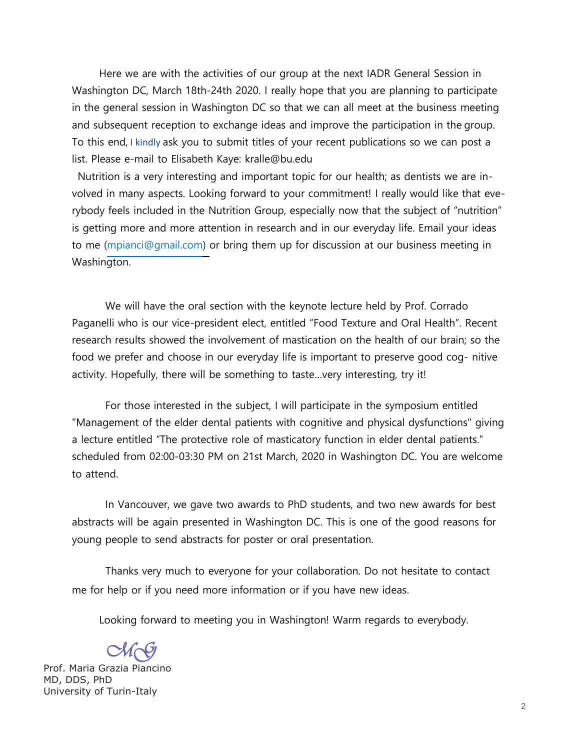Here we are with the activities of our group at the next IADR General Session in Washington DC, March 18th-24th 2020. I really hope that you are planning to participate in the general session in Washington DC so that we can all meet at the business meeting and subsequent reception to exchange ideas and improve the participation in the group. To this end, I kindly ask you to submit titles of your recent publications so we can post a list. Please e-mail to Elisabeth Kaye: kralle@bu.edu

Nutrition is a very interesting and important topic for our health; as dentists we are involved in many aspects. Looking forward to your commitment! I really would like that everybody feels included in the Nutrition Group, especially now that the subject of "nutrition" is getting more and more attention in research and in our everyday life. Email your ideas to me (mpianci@gmail.com) or bring them up for discussion at our business meeting in Washington.

We will have the oral section with the keynote lecture held by Prof. Corrado Paganelli who is our vice-president elect, entitled "Food Texture and Oral Health". Recent research results showed the involvement of mastication on the health of our brain; so the food we prefer and choose in our everyday life is important to preserve good cog- nitive activity. Hopefully, there will be something to taste...very interesting, try it!

For those interested in the subject, I will participate in the symposium entitled "Management of the elder dental patients with cognitive and physical dysfunctions" giving a lecture entitled "The protective role of masticatory function in elder dental patients." scheduled from 02:00-03:30 PM on 21st March, 2020 in Washington DC. You are welcome to attend.

In Vancouver, we gave two awards to PhD students, and two new awards for best abstracts will be again presented in Washington DC. This is one of the good reasons for young people to send abstracts for poster or oral presentation.

Thanks very much to everyone for your collaboration. Do not hesitate to contact me for help or if you need more information or if you have new ideas.

Looking forward to meeting you in Washington! Warm regards to everybody.

MG

Prof. Maria Grazia Piancino
MD, DDS, PhD
University of Turin-Italy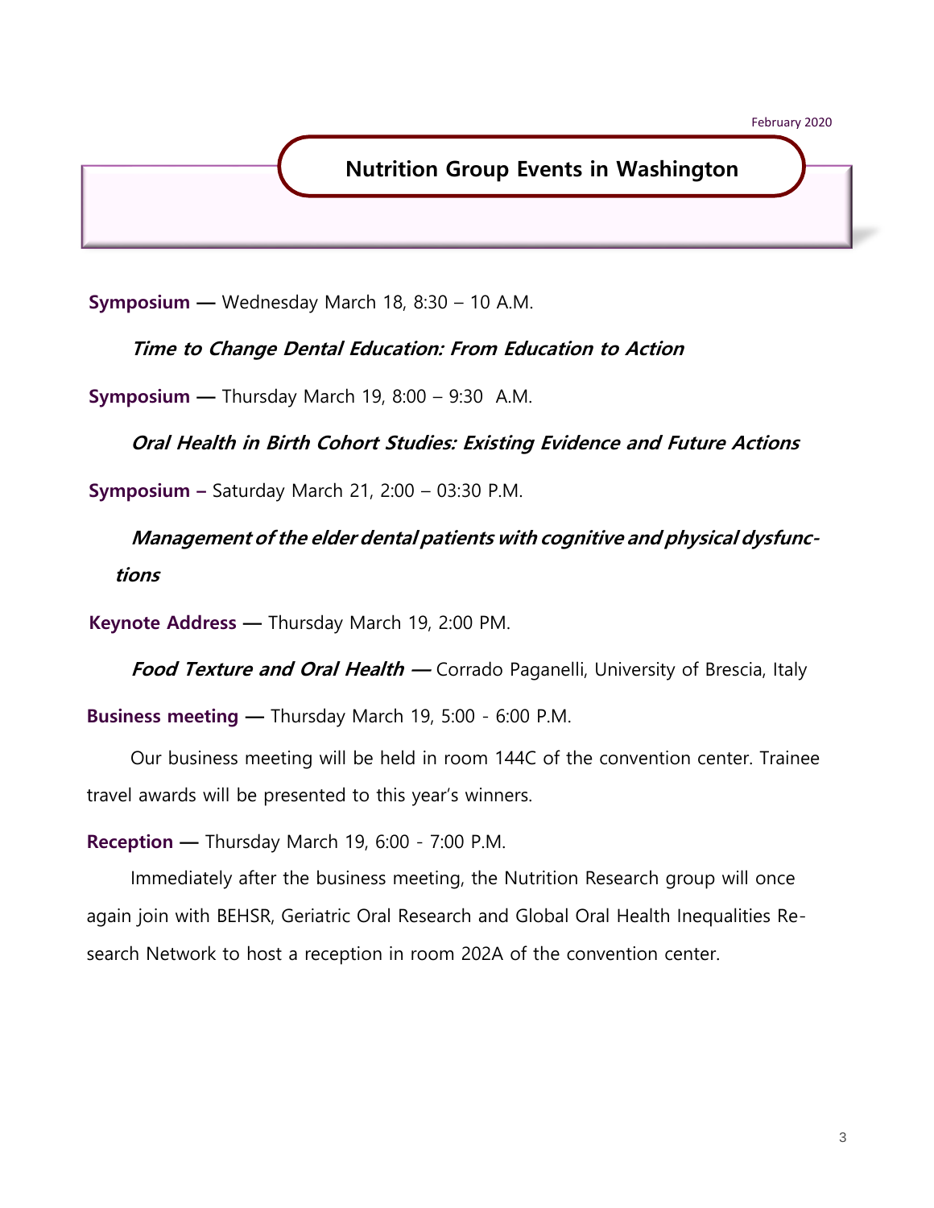## Nutrition Group Events in Washington

**Symposium —** Wednesday March 18, 8:30 – 10 A.M.

***Time to Change Dental Education: From Education to Action***

**Symposium —** Thursday March 19, 8:00 – 9:30 A.M.

***Oral Health in Birth Cohort Studies: Existing Evidence and Future Actions***

**Symposium –** Saturday March 21, 2:00 – 03:30 P.M.

***Management of the elder dental patients with cognitive and physical dysfunctions***

**Keynote Address —** Thursday March 19, 2:00 PM.

***Food Texture and Oral Health* —** Corrado Paganelli, University of Brescia, Italy

**Business meeting —** Thursday March 19, 5:00 - 6:00 P.M.

Our business meeting will be held in room 144C of the convention center. Trainee travel awards will be presented to this year's winners.

**Reception —** Thursday March 19, 6:00 - 7:00 P.M.

Immediately after the business meeting, the Nutrition Research group will once again join with BEHSR, Geriatric Oral Research and Global Oral Health Inequalities Research Network to host a reception in room 202A of the convention center.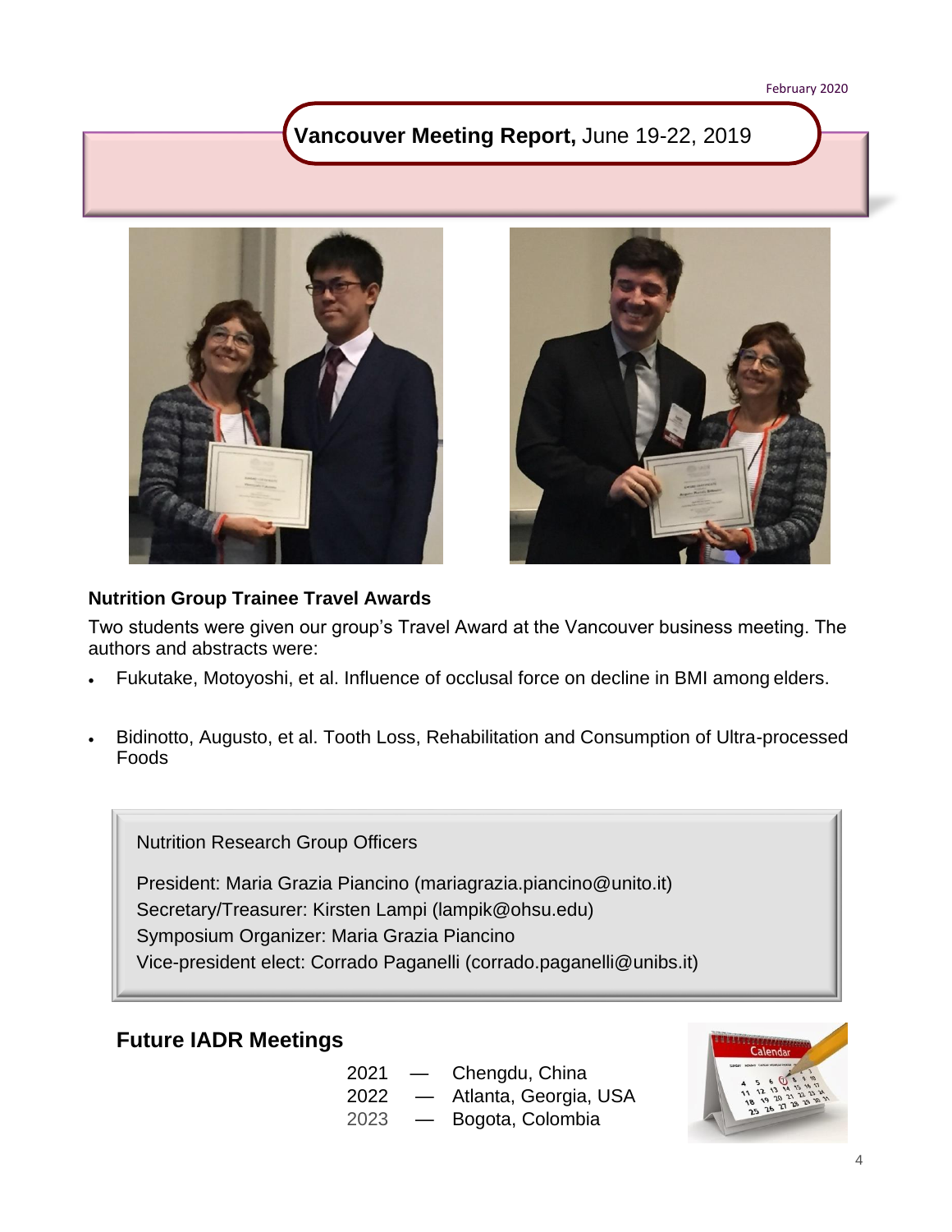# **Vancouver Meeting Report,** June 19-22, 2019

### Nutrition Group Trainee Travel Awards

Two students were given our group's Travel Award at the Vancouver business meeting. The authors and abstracts were:

- Fukutake, Motoyoshi, et al. Influence of occlusal force on decline in BMI among elders.
- Bidinotto, Augusto, et al. Tooth Loss, Rehabilitation and Consumption of Ultra-processed Foods

Nutrition Research Group Officers

President: Maria Grazia Piancino (mariagrazia.piancino@unito.it)
Secretary/Treasurer: Kirsten Lampi (lampik@ohsu.edu)
Symposium Organizer: Maria Grazia Piancino
Vice-president elect: Corrado Paganelli (corrado.paganelli@unibs.it)

## Future IADR Meetings

2021 — Chengdu, China
2022 — Atlanta, Georgia, USA
2023 — Bogota, Colombia